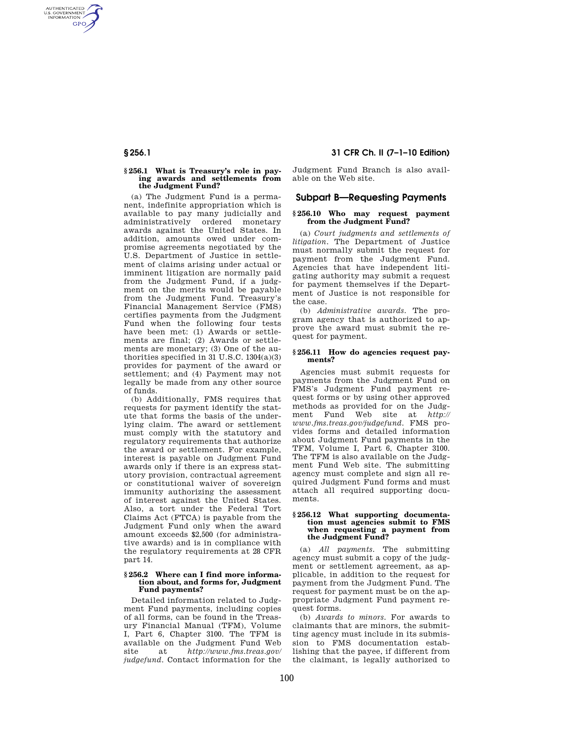### § 256.1 What is Treasury's role in paying awards and settlements from the Judgment Fund?

(a) The Judgment Fund is a permanent, indefinite appropriation which is available to pay many judicially and administratively ordered monetary awards against the United States. In addition, amounts owed under compromise agreements negotiated by the U.S. Department of Justice in settlement of claims arising under actual or imminent litigation are normally paid from the Judgment Fund, if a judgment on the merits would be payable from the Judgment Fund. Treasury's Financial Management Service (FMS) certifies payments from the Judgment Fund when the following four tests have been met: (1) Awards or settlements are final; (2) Awards or settlements are monetary; (3) One of the authorities specified in 31 U.S.C. 1304(a)(3) provides for payment of the award or settlement; and (4) Payment may not legally be made from any other source of funds.

(b) Additionally, FMS requires that requests for payment identify the statute that forms the basis of the underlying claim. The award or settlement must comply with the statutory and regulatory requirements that authorize the award or settlement. For example, interest is payable on Judgment Fund awards only if there is an express statutory provision, contractual agreement or constitutional waiver of sovereign immunity authorizing the assessment of interest against the United States. Also, a tort under the Federal Tort Claims Act (FTCA) is payable from the Judgment Fund only when the award amount exceeds $2,500 (for administrative awards) and is in compliance with the regulatory requirements at 28 CFR part 14.

### § 256.2 Where can I find more information about, and forms for, Judgment Fund payments?

Detailed information related to Judgment Fund payments, including copies of all forms, can be found in the Treasury Financial Manual (TFM), Volume I, Part 6, Chapter 3100. The TFM is available on the Judgment Fund Web site at *http://www.fms.treas.gov/judgefund*. Contact information for the Judgment Fund Branch is also available on the Web site.

## Subpart B—Requesting Payments

### § 256.10 Who may request payment from the Judgment Fund?

(a) *Court judgments and settlements of litigation.* The Department of Justice must normally submit the request for payment from the Judgment Fund. Agencies that have independent litigating authority may submit a request for payment themselves if the Department of Justice is not responsible for the case.

(b) *Administrative awards.* The program agency that is authorized to approve the award must submit the request for payment.

### § 256.11 How do agencies request payments?

Agencies must submit requests for payments from the Judgment Fund on FMS's Judgment Fund payment request forms or by using other approved methods as provided for on the Judgment Fund Web site at *http://www.fms.treas.gov/judgefund*. FMS provides forms and detailed information about Judgment Fund payments in the TFM, Volume I, Part 6, Chapter 3100. The TFM is also available on the Judgment Fund Web site. The submitting agency must complete and sign all required Judgment Fund forms and must attach all required supporting documents.

### § 256.12 What supporting documentation must agencies submit to FMS when requesting a payment from the Judgment Fund?

(a) *All payments.* The submitting agency must submit a copy of the judgment or settlement agreement, as applicable, in addition to the request for payment from the Judgment Fund. The request for payment must be on the appropriate Judgment Fund payment request forms.

(b) *Awards to minors.* For awards to claimants that are minors, the submitting agency must include in its submission to FMS documentation establishing that the payee, if different from the claimant, is legally authorized to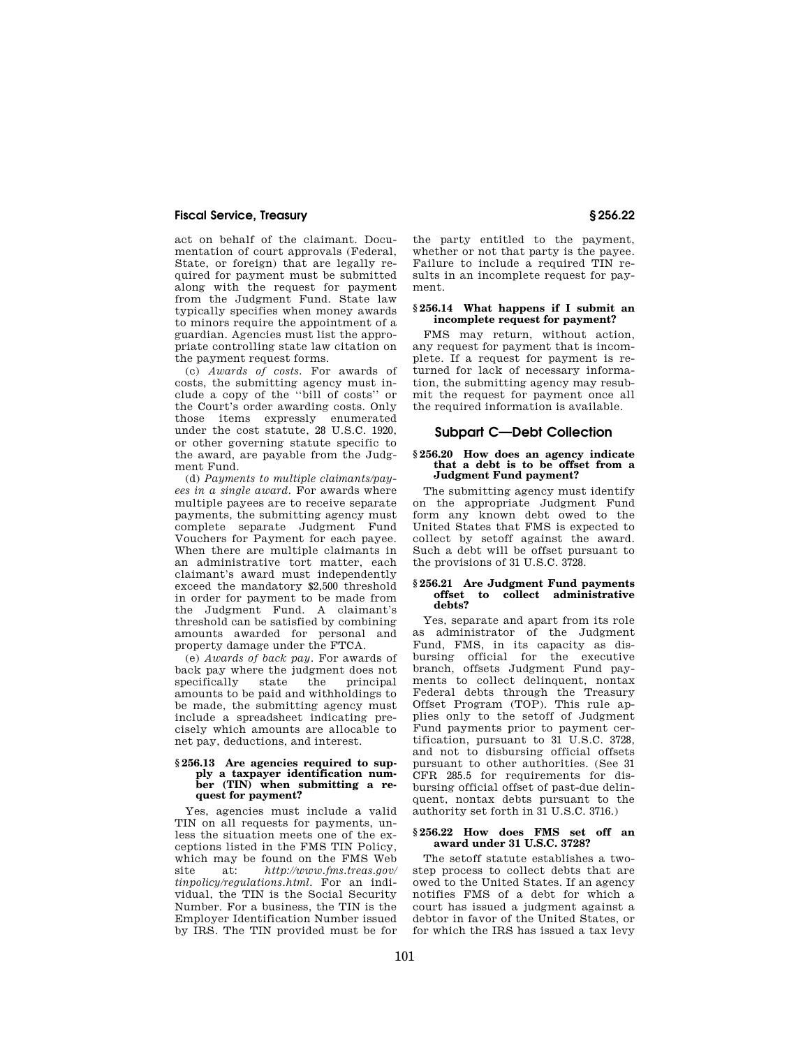act on behalf of the claimant. Documentation of court approvals (Federal, State, or foreign) that are legally required for payment must be submitted along with the request for payment from the Judgment Fund. State law typically specifies when money awards to minors require the appointment of a guardian. Agencies must list the appropriate controlling state law citation on the payment request forms.

(c) *Awards of costs.* For awards of costs, the submitting agency must include a copy of the ''bill of costs'' or the Court's order awarding costs. Only those items expressly enumerated under the cost statute, 28 U.S.C. 1920, or other governing statute specific to the award, are payable from the Judgment Fund.

(d) *Payments to multiple claimants/payees in a single award.* For awards where multiple payees are to receive separate payments, the submitting agency must complete separate Judgment Fund Vouchers for Payment for each payee. When there are multiple claimants in an administrative tort matter, each claimant's award must independently exceed the mandatory $2,500 threshold in order for payment to be made from the Judgment Fund. A claimant's threshold can be satisfied by combining amounts awarded for personal and property damage under the FTCA.

(e) *Awards of back pay.* For awards of back pay where the judgment does not specifically state the principal amounts to be paid and withholdings to be made, the submitting agency must include a spreadsheet indicating precisely which amounts are allocable to net pay, deductions, and interest.

**§ 256.13 Are agencies required to supply a taxpayer identification number (TIN) when submitting a request for payment?**

Yes, agencies must include a valid TIN on all requests for payments, unless the situation meets one of the exceptions listed in the FMS TIN Policy, which may be found on the FMS Web site at: *http://www.fms.treas.gov/tinpolicy/regulations.html.* For an individual, the TIN is the Social Security Number. For a business, the TIN is the Employer Identification Number issued by IRS. The TIN provided must be for the party entitled to the payment, whether or not that party is the payee. Failure to include a required TIN results in an incomplete request for payment.

**§ 256.14 What happens if I submit an incomplete request for payment?**

FMS may return, without action, any request for payment that is incomplete. If a request for payment is returned for lack of necessary information, the submitting agency may resubmit the request for payment once all the required information is available.

## Subpart C—Debt Collection

**§ 256.20 How does an agency indicate that a debt is to be offset from a Judgment Fund payment?**

The submitting agency must identify on the appropriate Judgment Fund form any known debt owed to the United States that FMS is expected to collect by setoff against the award. Such a debt will be offset pursuant to the provisions of 31 U.S.C. 3728.

**§ 256.21 Are Judgment Fund payments offset to collect administrative debts?**

Yes, separate and apart from its role as administrator of the Judgment Fund, FMS, in its capacity as disbursing official for the executive branch, offsets Judgment Fund payments to collect delinquent, nontax Federal debts through the Treasury Offset Program (TOP). This rule applies only to the setoff of Judgment Fund payments prior to payment certification, pursuant to 31 U.S.C. 3728, and not to disbursing official offsets pursuant to other authorities. (See 31 CFR 285.5 for requirements for disbursing official offset of past-due delinquent, nontax debts pursuant to the authority set forth in 31 U.S.C. 3716.)

**§ 256.22 How does FMS set off an award under 31 U.S.C. 3728?**

The setoff statute establishes a two-step process to collect debts that are owed to the United States. If an agency notifies FMS of a debt for which a court has issued a judgment against a debtor in favor of the United States, or for which the IRS has issued a tax levy